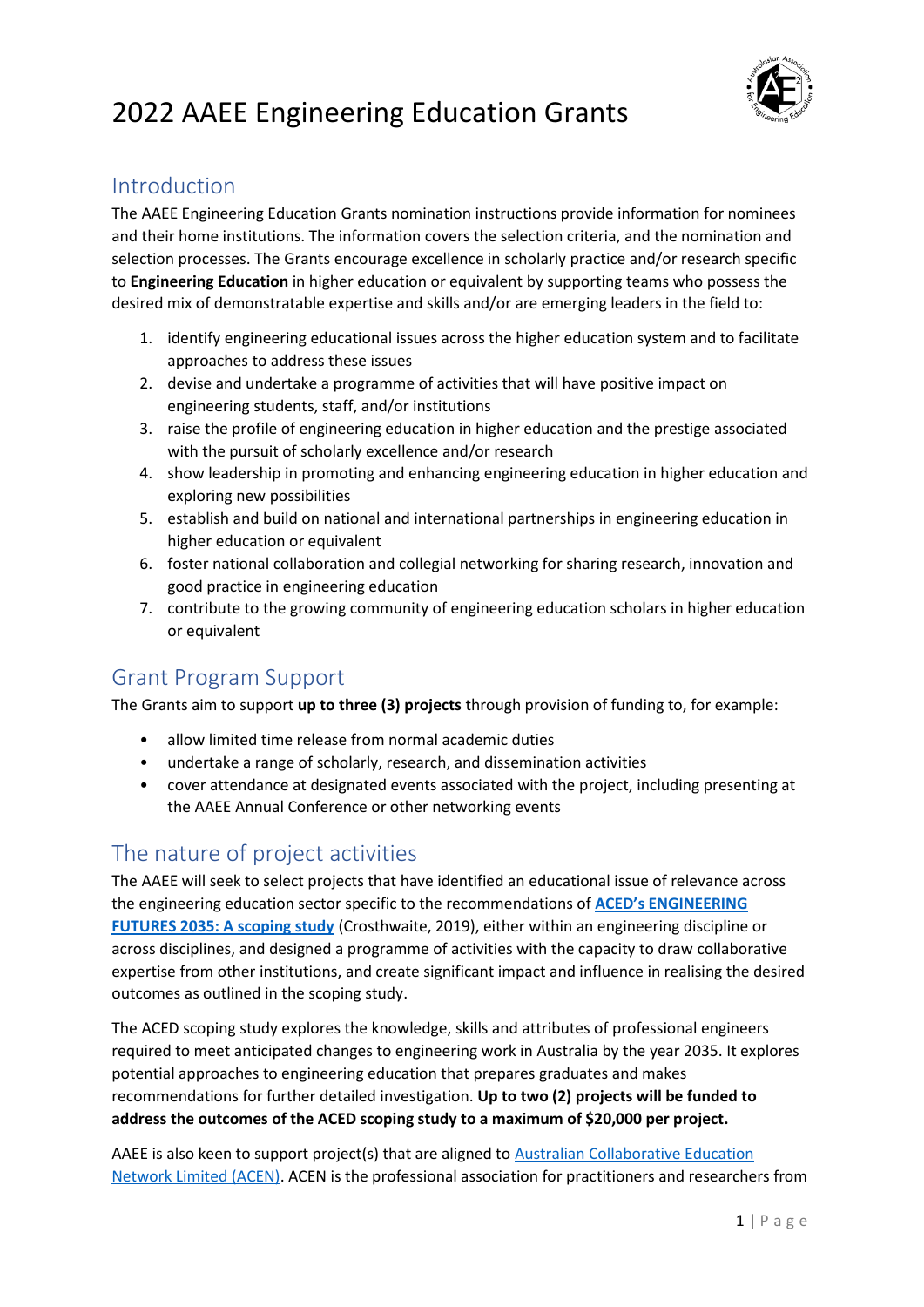# 2022 AAEE Engineering Education Grants

## Introduction

The AAEE Engineering Education Grants nomination instructions provide information for nominees and their home institutions. The information covers the selection criteria, and the nomination and selection processes. The Grants encourage excellence in scholarly practice and/or research specific to **Engineering Education** in higher education or equivalent by supporting teams who possess the desired mix of demonstratable expertise and skills and/or are emerging leaders in the field to:

1. identify engineering educational issues across the higher education system and to facilitate approaches to address these issues
2. devise and undertake a programme of activities that will have positive impact on engineering students, staff, and/or institutions
3. raise the profile of engineering education in higher education and the prestige associated with the pursuit of scholarly excellence and/or research
4. show leadership in promoting and enhancing engineering education in higher education and exploring new possibilities
5. establish and build on national and international partnerships in engineering education in higher education or equivalent
6. foster national collaboration and collegial networking for sharing research, innovation and good practice in engineering education
7. contribute to the growing community of engineering education scholars in higher education or equivalent

## Grant Program Support

The Grants aim to support **up to three (3) projects** through provision of funding to, for example:

- allow limited time release from normal academic duties
- undertake a range of scholarly, research, and dissemination activities
- cover attendance at designated events associated with the project, including presenting at the AAEE Annual Conference or other networking events

## The nature of project activities

The AAEE will seek to select projects that have identified an educational issue of relevance across the engineering education sector specific to the recommendations of **ACED's ENGINEERING FUTURES 2035: A scoping study** (Crosthwaite, 2019), either within an engineering discipline or across disciplines, and designed a programme of activities with the capacity to draw collaborative expertise from other institutions, and create significant impact and influence in realising the desired outcomes as outlined in the scoping study.

The ACED scoping study explores the knowledge, skills and attributes of professional engineers required to meet anticipated changes to engineering work in Australia by the year 2035. It explores potential approaches to engineering education that prepares graduates and makes recommendations for further detailed investigation. **Up to two (2) projects will be funded to address the outcomes of the ACED scoping study to a maximum of $20,000 per project.**

AAEE is also keen to support project(s) that are aligned to Australian Collaborative Education Network Limited (ACEN). ACEN is the professional association for practitioners and researchers from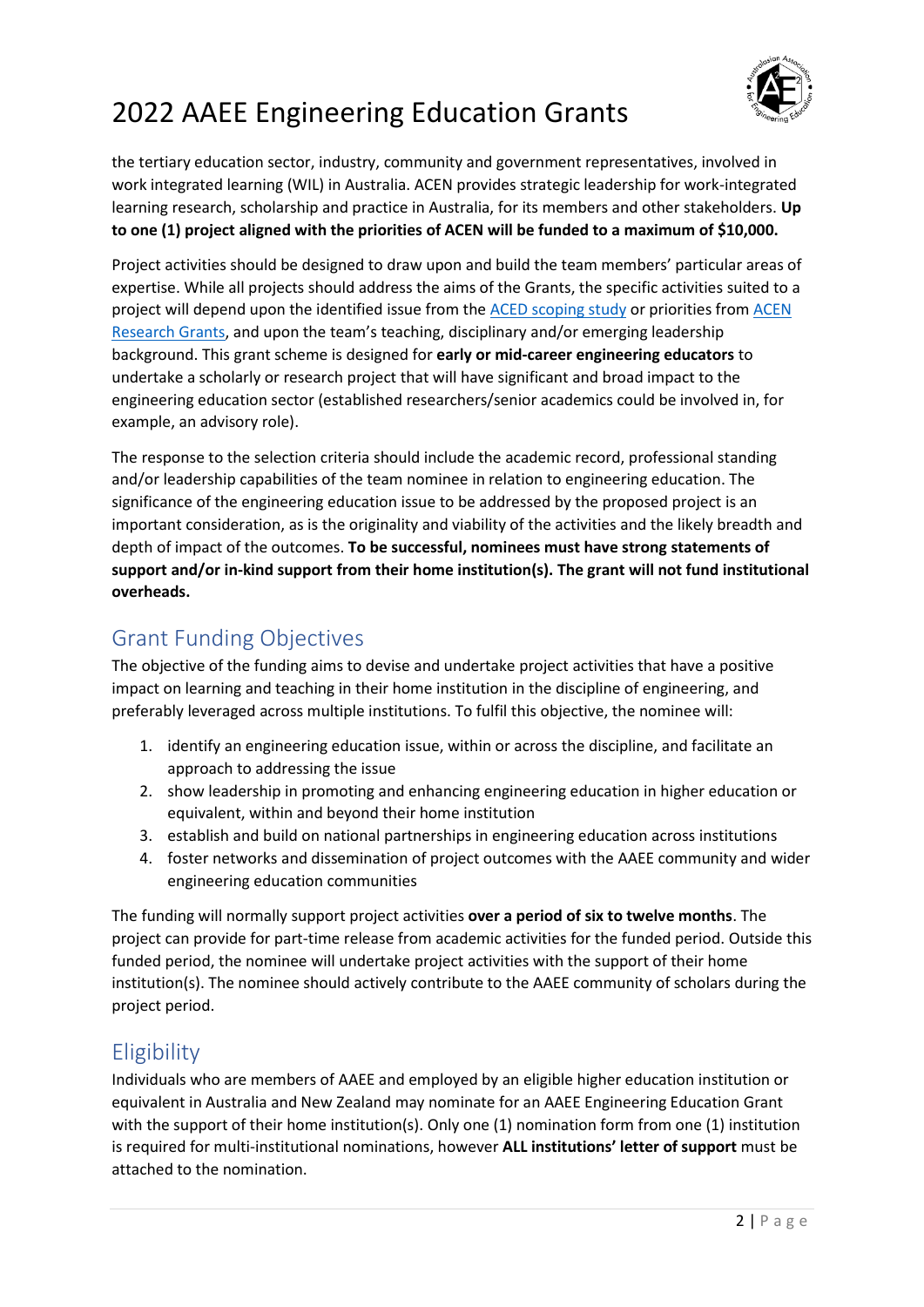the tertiary education sector, industry, community and government representatives, involved in work integrated learning (WIL) in Australia. ACEN provides strategic leadership for work-integrated learning research, scholarship and practice in Australia, for its members and other stakeholders. **Up to one (1) project aligned with the priorities of ACEN will be funded to a maximum of $10,000.**

Project activities should be designed to draw upon and build the team members' particular areas of expertise. While all projects should address the aims of the Grants, the specific activities suited to a project will depend upon the identified issue from the ACED scoping study or priorities from ACEN Research Grants, and upon the team's teaching, disciplinary and/or emerging leadership background. This grant scheme is designed for **early or mid-career engineering educators** to undertake a scholarly or research project that will have significant and broad impact to the engineering education sector (established researchers/senior academics could be involved in, for example, an advisory role).

The response to the selection criteria should include the academic record, professional standing and/or leadership capabilities of the team nominee in relation to engineering education. The significance of the engineering education issue to be addressed by the proposed project is an important consideration, as is the originality and viability of the activities and the likely breadth and depth of impact of the outcomes. **To be successful, nominees must have strong statements of support and/or in-kind support from their home institution(s). The grant will not fund institutional overheads.**

## Grant Funding Objectives

The objective of the funding aims to devise and undertake project activities that have a positive impact on learning and teaching in their home institution in the discipline of engineering, and preferably leveraged across multiple institutions. To fulfil this objective, the nominee will:

1. identify an engineering education issue, within or across the discipline, and facilitate an approach to addressing the issue
2. show leadership in promoting and enhancing engineering education in higher education or equivalent, within and beyond their home institution
3. establish and build on national partnerships in engineering education across institutions
4. foster networks and dissemination of project outcomes with the AAEE community and wider engineering education communities

The funding will normally support project activities **over a period of six to twelve months**. The project can provide for part-time release from academic activities for the funded period. Outside this funded period, the nominee will undertake project activities with the support of their home institution(s). The nominee should actively contribute to the AAEE community of scholars during the project period.

## Eligibility

Individuals who are members of AAEE and employed by an eligible higher education institution or equivalent in Australia and New Zealand may nominate for an AAEE Engineering Education Grant with the support of their home institution(s). Only one (1) nomination form from one (1) institution is required for multi-institutional nominations, however **ALL institutions' letter of support** must be attached to the nomination.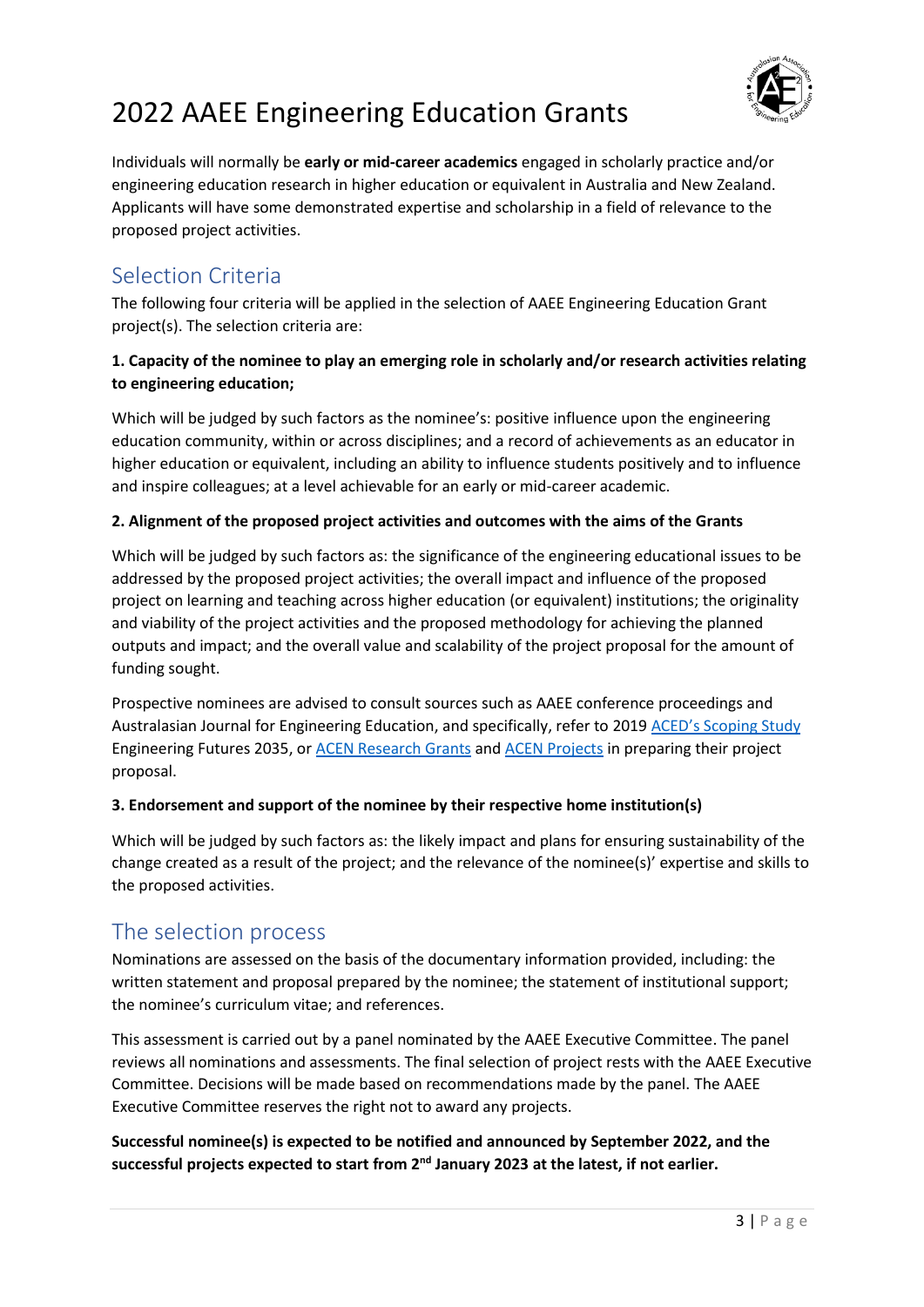# 2022 AAEE Engineering Education Grants

Individuals will normally be **early or mid-career academics** engaged in scholarly practice and/or engineering education research in higher education or equivalent in Australia and New Zealand. Applicants will have some demonstrated expertise and scholarship in a field of relevance to the proposed project activities.

## Selection Criteria

The following four criteria will be applied in the selection of AAEE Engineering Education Grant project(s). The selection criteria are:

**1. Capacity of the nominee to play an emerging role in scholarly and/or research activities relating to engineering education;**

Which will be judged by such factors as the nominee's: positive influence upon the engineering education community, within or across disciplines; and a record of achievements as an educator in higher education or equivalent, including an ability to influence students positively and to influence and inspire colleagues; at a level achievable for an early or mid-career academic.

**2. Alignment of the proposed project activities and outcomes with the aims of the Grants**

Which will be judged by such factors as: the significance of the engineering educational issues to be addressed by the proposed project activities; the overall impact and influence of the proposed project on learning and teaching across higher education (or equivalent) institutions; the originality and viability of the project activities and the proposed methodology for achieving the planned outputs and impact; and the overall value and scalability of the project proposal for the amount of funding sought.

Prospective nominees are advised to consult sources such as AAEE conference proceedings and Australasian Journal for Engineering Education, and specifically, refer to 2019 ACED's Scoping Study Engineering Futures 2035, or ACEN Research Grants and ACEN Projects in preparing their project proposal.

**3. Endorsement and support of the nominee by their respective home institution(s)**

Which will be judged by such factors as: the likely impact and plans for ensuring sustainability of the change created as a result of the project; and the relevance of the nominee(s)' expertise and skills to the proposed activities.

## The selection process

Nominations are assessed on the basis of the documentary information provided, including: the written statement and proposal prepared by the nominee; the statement of institutional support; the nominee's curriculum vitae; and references.

This assessment is carried out by a panel nominated by the AAEE Executive Committee. The panel reviews all nominations and assessments. The final selection of project rests with the AAEE Executive Committee. Decisions will be made based on recommendations made by the panel. The AAEE Executive Committee reserves the right not to award any projects.

**Successful nominee(s) is expected to be notified and announced by September 2022, and the successful projects expected to start from 2nd January 2023 at the latest, if not earlier.**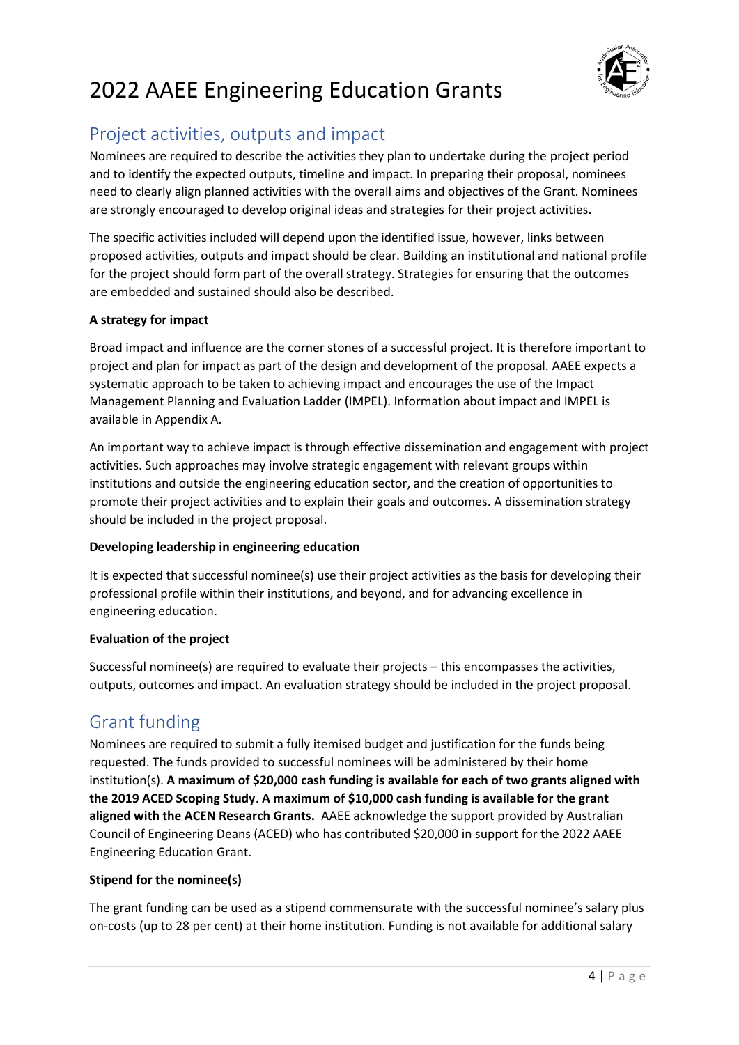## Project activities, outputs and impact

Nominees are required to describe the activities they plan to undertake during the project period and to identify the expected outputs, timeline and impact. In preparing their proposal, nominees need to clearly align planned activities with the overall aims and objectives of the Grant. Nominees are strongly encouraged to develop original ideas and strategies for their project activities.

The specific activities included will depend upon the identified issue, however, links between proposed activities, outputs and impact should be clear. Building an institutional and national profile for the project should form part of the overall strategy. Strategies for ensuring that the outcomes are embedded and sustained should also be described.

**A strategy for impact**

Broad impact and influence are the corner stones of a successful project. It is therefore important to project and plan for impact as part of the design and development of the proposal. AAEE expects a systematic approach to be taken to achieving impact and encourages the use of the Impact Management Planning and Evaluation Ladder (IMPEL). Information about impact and IMPEL is available in Appendix A.

An important way to achieve impact is through effective dissemination and engagement with project activities. Such approaches may involve strategic engagement with relevant groups within institutions and outside the engineering education sector, and the creation of opportunities to promote their project activities and to explain their goals and outcomes. A dissemination strategy should be included in the project proposal.

**Developing leadership in engineering education**

It is expected that successful nominee(s) use their project activities as the basis for developing their professional profile within their institutions, and beyond, and for advancing excellence in engineering education.

**Evaluation of the project**

Successful nominee(s) are required to evaluate their projects – this encompasses the activities, outputs, outcomes and impact. An evaluation strategy should be included in the project proposal.

## Grant funding

Nominees are required to submit a fully itemised budget and justification for the funds being requested. The funds provided to successful nominees will be administered by their home institution(s). **A maximum of $20,000 cash funding is available for each of two grants aligned with the 2019 ACED Scoping Study**. **A maximum of $10,000 cash funding is available for the grant aligned with the ACEN Research Grants.** AAEE acknowledge the support provided by Australian Council of Engineering Deans (ACED) who has contributed $20,000 in support for the 2022 AAEE Engineering Education Grant.

**Stipend for the nominee(s)**

The grant funding can be used as a stipend commensurate with the successful nominee's salary plus on-costs (up to 28 per cent) at their home institution. Funding is not available for additional salary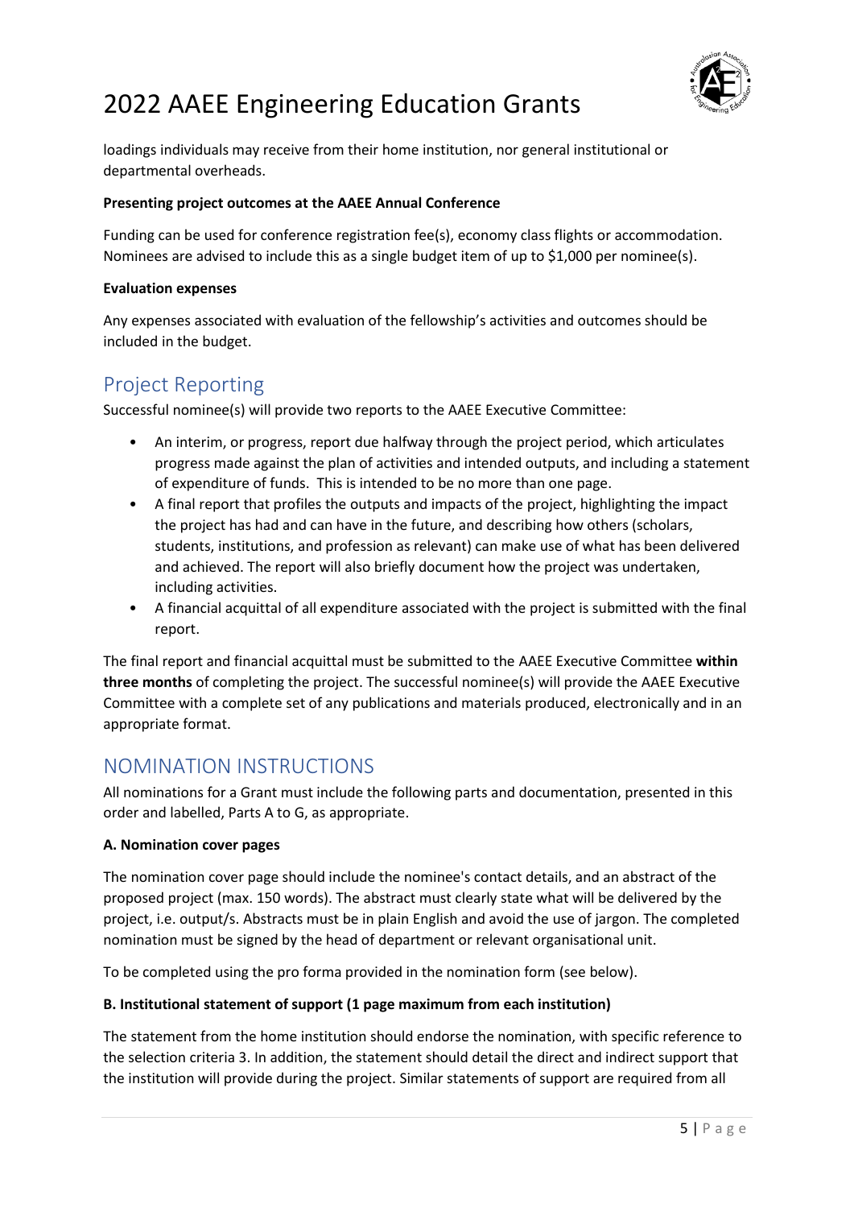loadings individuals may receive from their home institution, nor general institutional or departmental overheads.

**Presenting project outcomes at the AAEE Annual Conference**

Funding can be used for conference registration fee(s), economy class flights or accommodation. Nominees are advised to include this as a single budget item of up to $1,000 per nominee(s).

**Evaluation expenses**

Any expenses associated with evaluation of the fellowship's activities and outcomes should be included in the budget.

## Project Reporting

Successful nominee(s) will provide two reports to the AAEE Executive Committee:

- An interim, or progress, report due halfway through the project period, which articulates progress made against the plan of activities and intended outputs, and including a statement of expenditure of funds. This is intended to be no more than one page.
- A final report that profiles the outputs and impacts of the project, highlighting the impact the project has had and can have in the future, and describing how others (scholars, students, institutions, and profession as relevant) can make use of what has been delivered and achieved. The report will also briefly document how the project was undertaken, including activities.
- A financial acquittal of all expenditure associated with the project is submitted with the final report.

The final report and financial acquittal must be submitted to the AAEE Executive Committee **within three months** of completing the project. The successful nominee(s) will provide the AAEE Executive Committee with a complete set of any publications and materials produced, electronically and in an appropriate format.

## NOMINATION INSTRUCTIONS

All nominations for a Grant must include the following parts and documentation, presented in this order and labelled, Parts A to G, as appropriate.

**A. Nomination cover pages**

The nomination cover page should include the nominee's contact details, and an abstract of the proposed project (max. 150 words). The abstract must clearly state what will be delivered by the project, i.e. output/s. Abstracts must be in plain English and avoid the use of jargon. The completed nomination must be signed by the head of department or relevant organisational unit.

To be completed using the pro forma provided in the nomination form (see below).

**B. Institutional statement of support (1 page maximum from each institution)**

The statement from the home institution should endorse the nomination, with specific reference to the selection criteria 3. In addition, the statement should detail the direct and indirect support that the institution will provide during the project. Similar statements of support are required from all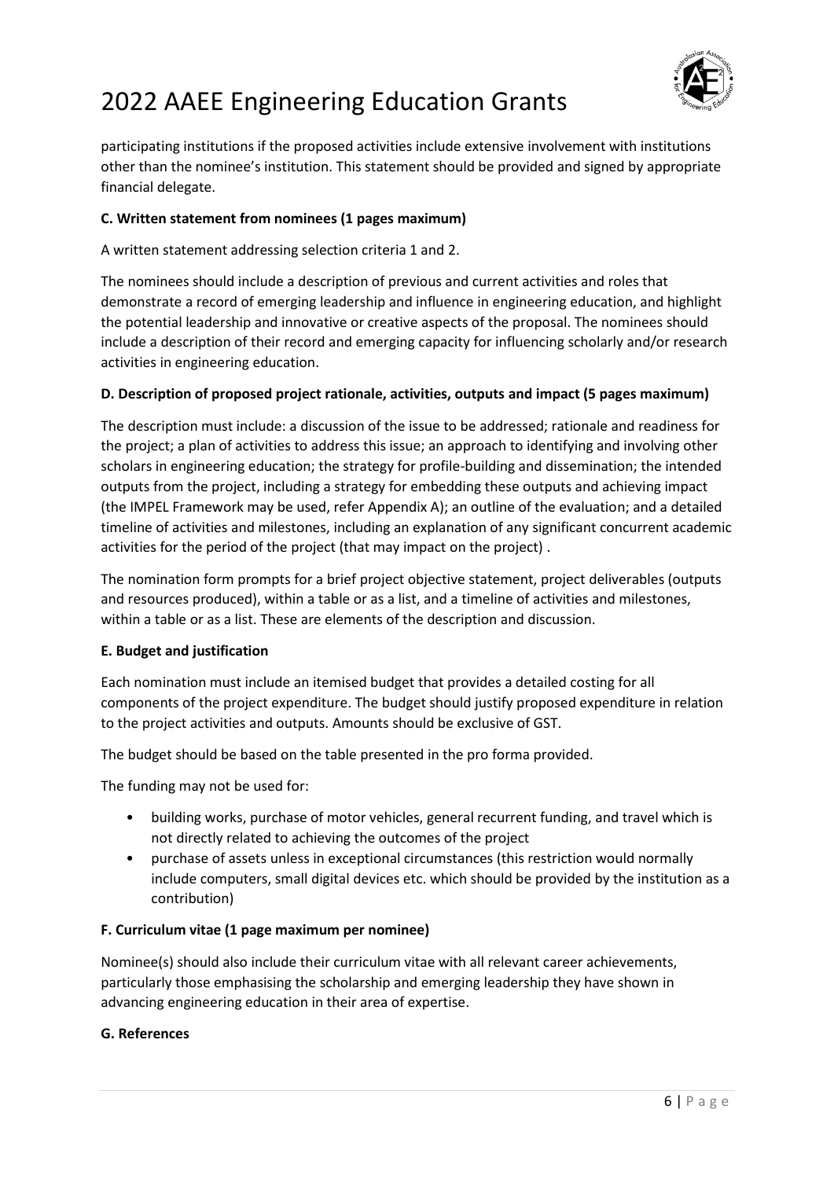participating institutions if the proposed activities include extensive involvement with institutions other than the nominee's institution. This statement should be provided and signed by appropriate financial delegate.

**C. Written statement from nominees (1 pages maximum)**

A written statement addressing selection criteria 1 and 2.

The nominees should include a description of previous and current activities and roles that demonstrate a record of emerging leadership and influence in engineering education, and highlight the potential leadership and innovative or creative aspects of the proposal. The nominees should include a description of their record and emerging capacity for influencing scholarly and/or research activities in engineering education.

**D. Description of proposed project rationale, activities, outputs and impact (5 pages maximum)**

The description must include: a discussion of the issue to be addressed; rationale and readiness for the project; a plan of activities to address this issue; an approach to identifying and involving other scholars in engineering education; the strategy for profile-building and dissemination; the intended outputs from the project, including a strategy for embedding these outputs and achieving impact (the IMPEL Framework may be used, refer Appendix A); an outline of the evaluation; and a detailed timeline of activities and milestones, including an explanation of any significant concurrent academic activities for the period of the project (that may impact on the project) .

The nomination form prompts for a brief project objective statement, project deliverables (outputs and resources produced), within a table or as a list, and a timeline of activities and milestones, within a table or as a list. These are elements of the description and discussion.

**E. Budget and justification**

Each nomination must include an itemised budget that provides a detailed costing for all components of the project expenditure. The budget should justify proposed expenditure in relation to the project activities and outputs. Amounts should be exclusive of GST.

The budget should be based on the table presented in the pro forma provided.

The funding may not be used for:

- building works, purchase of motor vehicles, general recurrent funding, and travel which is not directly related to achieving the outcomes of the project
- purchase of assets unless in exceptional circumstances (this restriction would normally include computers, small digital devices etc. which should be provided by the institution as a contribution)

**F. Curriculum vitae (1 page maximum per nominee)**

Nominee(s) should also include their curriculum vitae with all relevant career achievements, particularly those emphasising the scholarship and emerging leadership they have shown in advancing engineering education in their area of expertise.

**G. References**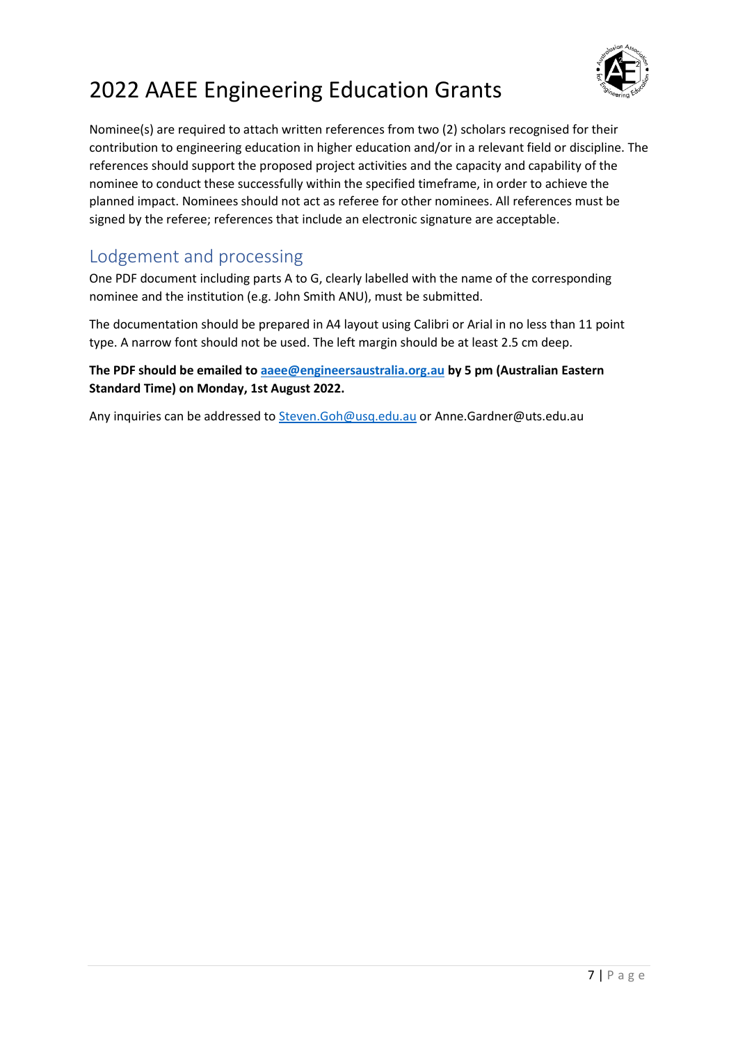Nominee(s) are required to attach written references from two (2) scholars recognised for their contribution to engineering education in higher education and/or in a relevant field or discipline. The references should support the proposed project activities and the capacity and capability of the nominee to conduct these successfully within the specified timeframe, in order to achieve the planned impact. Nominees should not act as referee for other nominees. All references must be signed by the referee; references that include an electronic signature are acceptable.

## Lodgement and processing

One PDF document including parts A to G, clearly labelled with the name of the corresponding nominee and the institution (e.g. John Smith ANU), must be submitted.

The documentation should be prepared in A4 layout using Calibri or Arial in no less than 11 point type. A narrow font should not be used. The left margin should be at least 2.5 cm deep.

**The PDF should be emailed to aaee@engineersaustralia.org.au by 5 pm (Australian Eastern Standard Time) on Monday, 1st August 2022.**

Any inquiries can be addressed to Steven.Goh@usq.edu.au or Anne.Gardner@uts.edu.au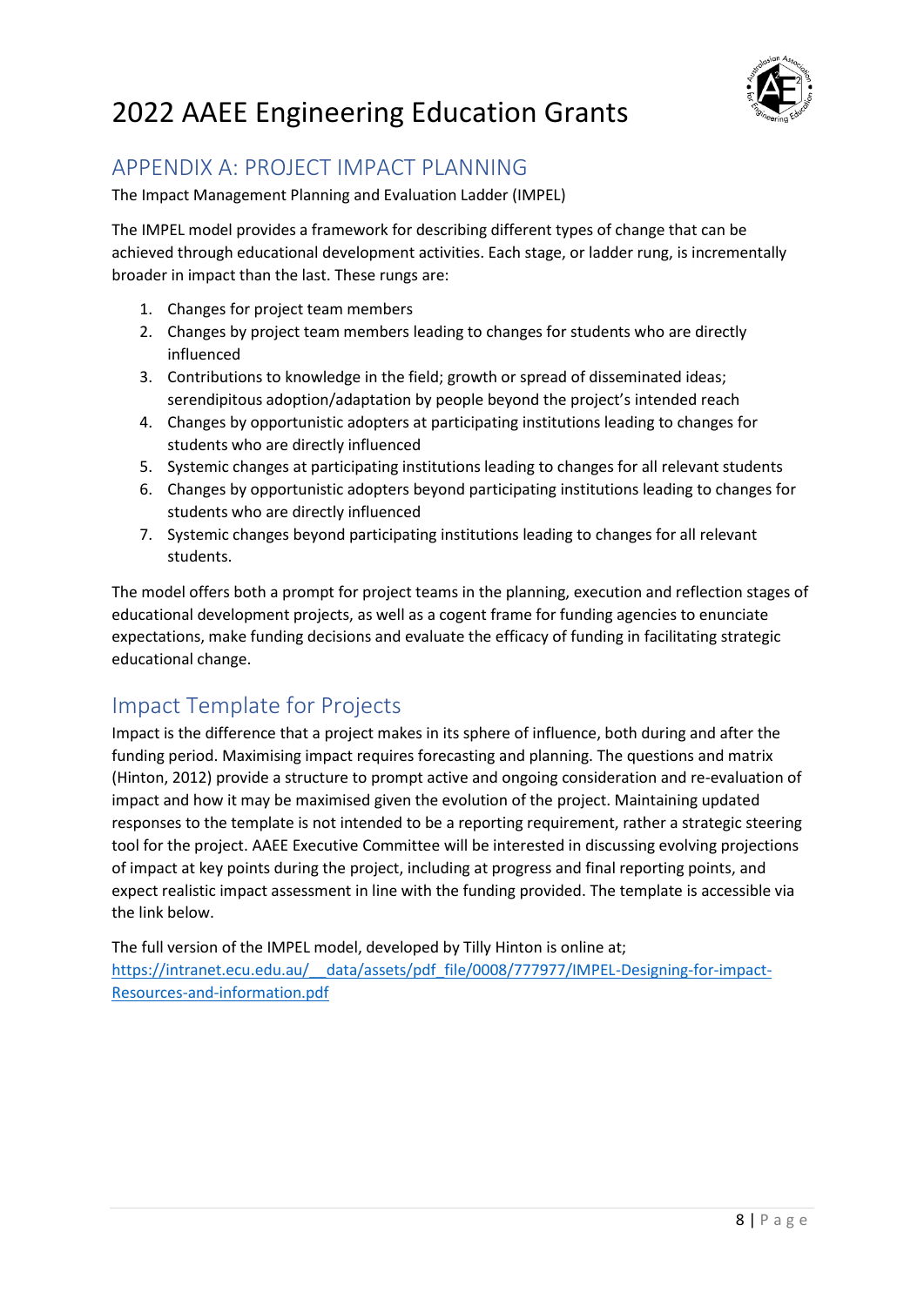# 2022 AAEE Engineering Education Grants

## APPENDIX A: PROJECT IMPACT PLANNING

The Impact Management Planning and Evaluation Ladder (IMPEL)

The IMPEL model provides a framework for describing different types of change that can be achieved through educational development activities. Each stage, or ladder rung, is incrementally broader in impact than the last. These rungs are:

1. Changes for project team members
2. Changes by project team members leading to changes for students who are directly influenced
3. Contributions to knowledge in the field; growth or spread of disseminated ideas; serendipitous adoption/adaptation by people beyond the project's intended reach
4. Changes by opportunistic adopters at participating institutions leading to changes for students who are directly influenced
5. Systemic changes at participating institutions leading to changes for all relevant students
6. Changes by opportunistic adopters beyond participating institutions leading to changes for students who are directly influenced
7. Systemic changes beyond participating institutions leading to changes for all relevant students.

The model offers both a prompt for project teams in the planning, execution and reflection stages of educational development projects, as well as a cogent frame for funding agencies to enunciate expectations, make funding decisions and evaluate the efficacy of funding in facilitating strategic educational change.

## Impact Template for Projects

Impact is the difference that a project makes in its sphere of influence, both during and after the funding period. Maximising impact requires forecasting and planning. The questions and matrix (Hinton, 2012) provide a structure to prompt active and ongoing consideration and re-evaluation of impact and how it may be maximised given the evolution of the project. Maintaining updated responses to the template is not intended to be a reporting requirement, rather a strategic steering tool for the project. AAEE Executive Committee will be interested in discussing evolving projections of impact at key points during the project, including at progress and final reporting points, and expect realistic impact assessment in line with the funding provided. The template is accessible via the link below.

The full version of the IMPEL model, developed by Tilly Hinton is online at; https://intranet.ecu.edu.au/__data/assets/pdf_file/0008/777977/IMPEL-Designing-for-impact-Resources-and-information.pdf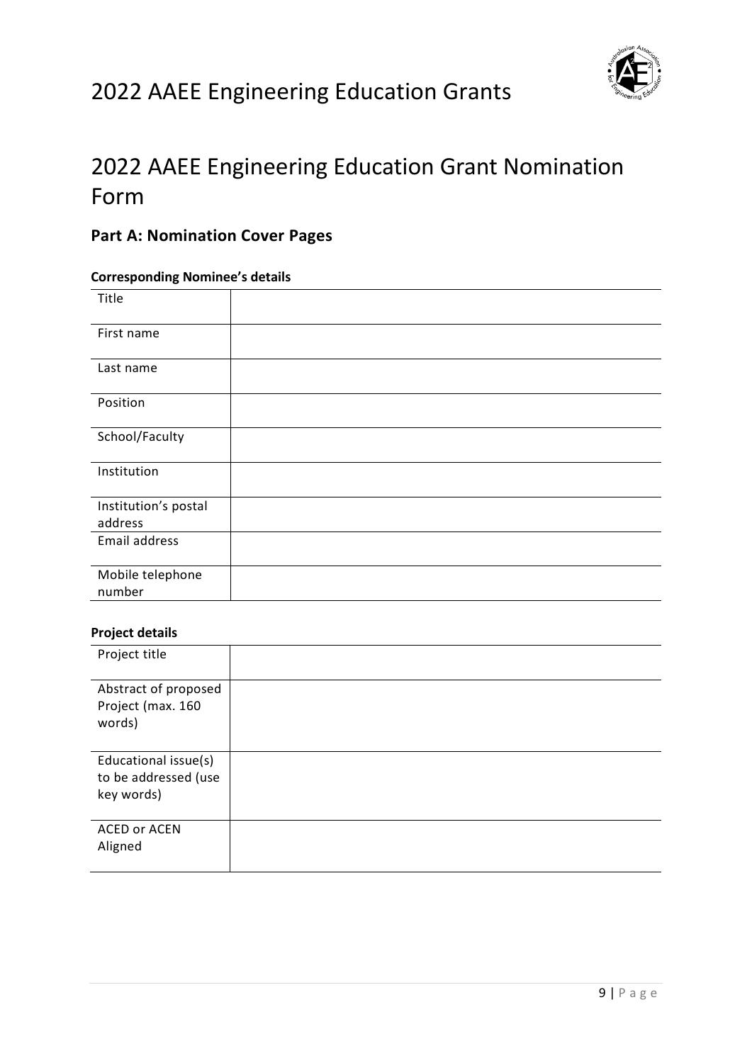# 2022 AAEE Engineering Education Grant Nomination Form

## Part A: Nomination Cover Pages

**Corresponding Nominee's details**

| | |
|---|---|
| Title | |
| First name | |
| Last name | |
| Position | |
| School/Faculty | |
| Institution | |
| Institution's postal address | |
| Email address | |
| Mobile telephone number | |

**Project details**

| | |
|---|---|
| Project title | |
| Abstract of proposed Project (max. 160 words) | |
| Educational issue(s) to be addressed (use key words) | |
| ACED or ACEN Aligned | |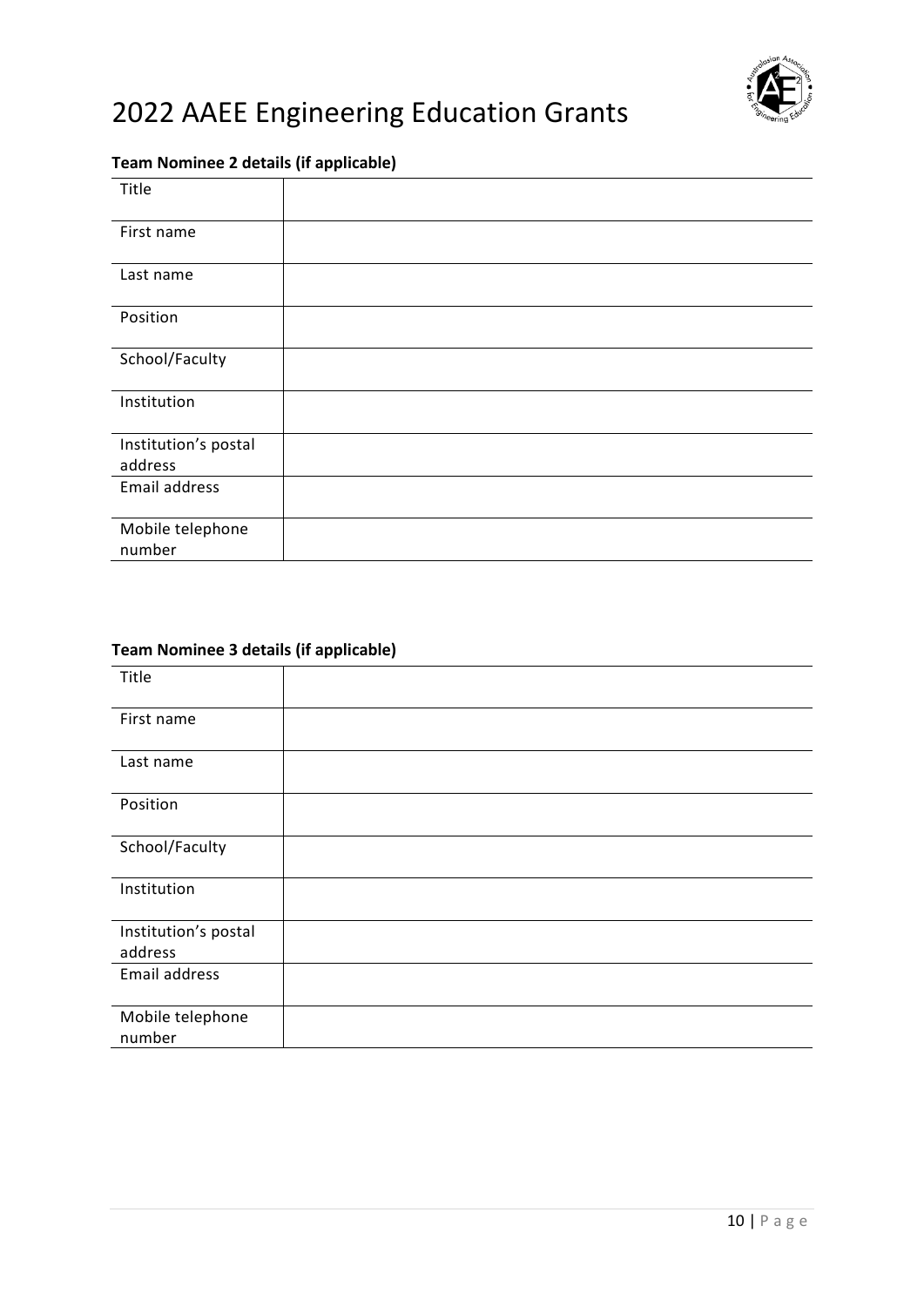# 2022 AAEE Engineering Education Grants

**Team Nominee 2 details (if applicable)**

| | |
|---|---|
| Title | |
| First name | |
| Last name | |
| Position | |
| School/Faculty | |
| Institution | |
| Institution's postal address | |
| Email address | |
| Mobile telephone number | |

**Team Nominee 3 details (if applicable)**

| | |
|---|---|
| Title | |
| First name | |
| Last name | |
| Position | |
| School/Faculty | |
| Institution | |
| Institution's postal address | |
| Email address | |
| Mobile telephone number | |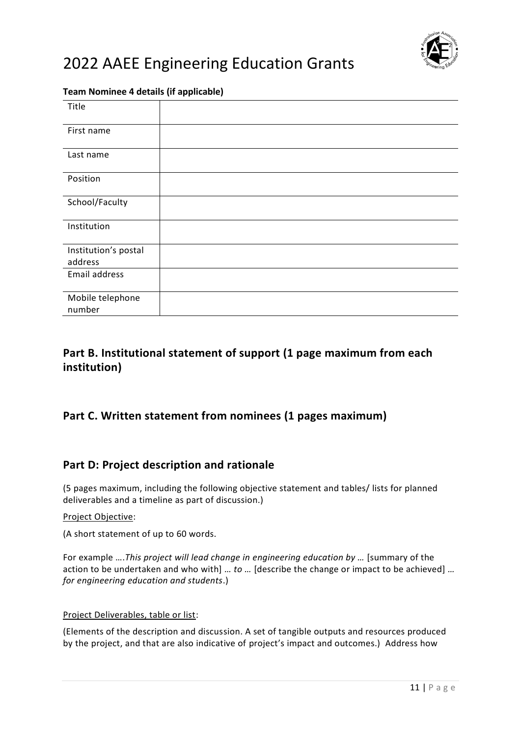**Team Nominee 4 details (if applicable)**

| Title | |
|---|---|
| First name | |
| Last name | |
| Position | |
| School/Faculty | |
| Institution | |
| Institution's postal address | |
| Email address | |
| Mobile telephone number | |

## Part B. Institutional statement of support (1 page maximum from each institution)

## Part C. Written statement from nominees (1 pages maximum)

## Part D: Project description and rationale

(5 pages maximum, including the following objective statement and tables/ lists for planned deliverables and a timeline as part of discussion.)

Project Objective:

(A short statement of up to 60 words.

For example ….*This project will lead change in engineering education by …* [summary of the action to be undertaken and who with] *… to …* [describe the change or impact to be achieved] *… for engineering education and students*.)

Project Deliverables, table or list:

(Elements of the description and discussion. A set of tangible outputs and resources produced by the project, and that are also indicative of project's impact and outcomes.) Address how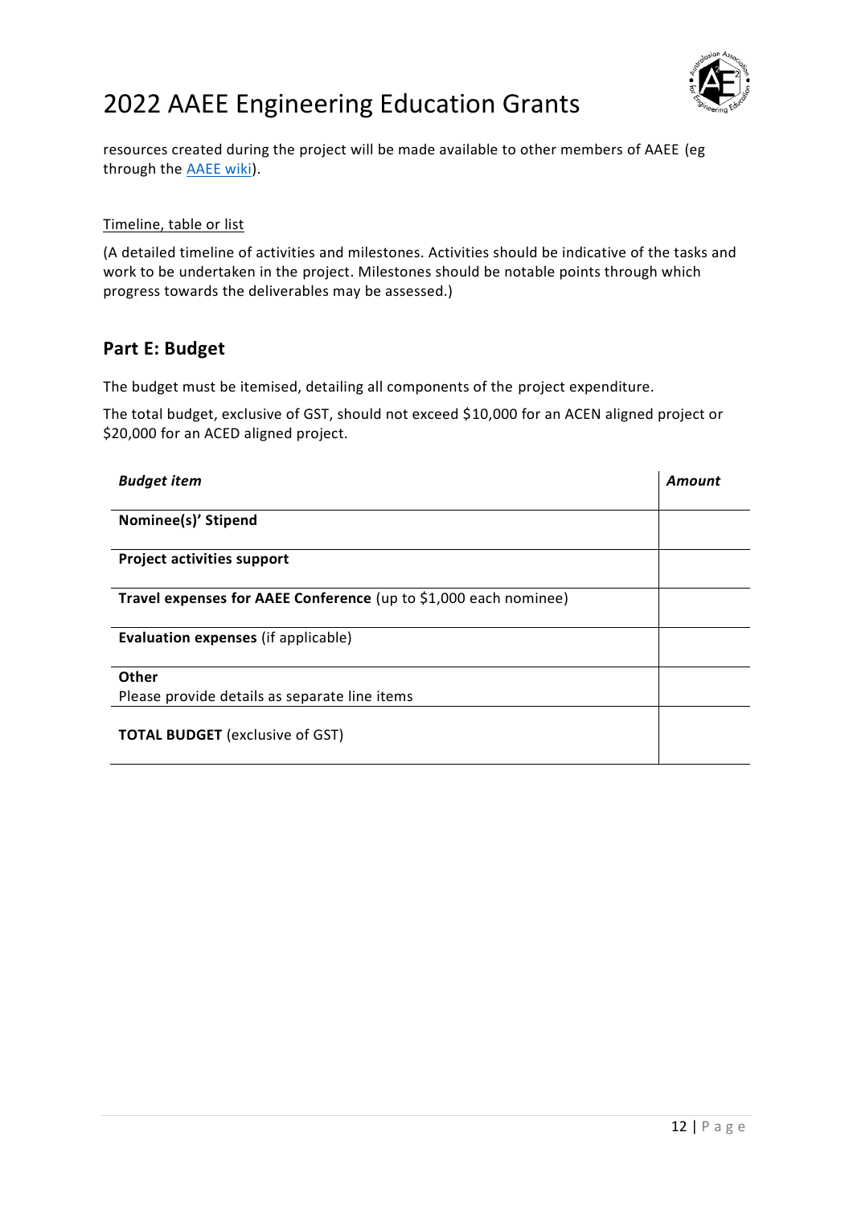resources created during the project will be made available to other members of AAEE (eg through the [AAEE wiki](AAEE wiki)).

Timeline, table or list

(A detailed timeline of activities and milestones. Activities should be indicative of the tasks and work to be undertaken in the project. Milestones should be notable points through which progress towards the deliverables may be assessed.)

## Part E: Budget

The budget must be itemised, detailing all components of the project expenditure.

The total budget, exclusive of GST, should not exceed $10,000 for an ACEN aligned project or $20,000 for an ACED aligned project.

| ***Budget item*** | ***Amount*** |
|---|---|
| **Nominee(s)' Stipend** | |
| **Project activities support** | |
| **Travel expenses for AAEE Conference** (up to $1,000 each nominee) | |
| **Evaluation expenses** (if applicable) | |
| **Other**<br>Please provide details as separate line items | |
| **TOTAL BUDGET** (exclusive of GST) | |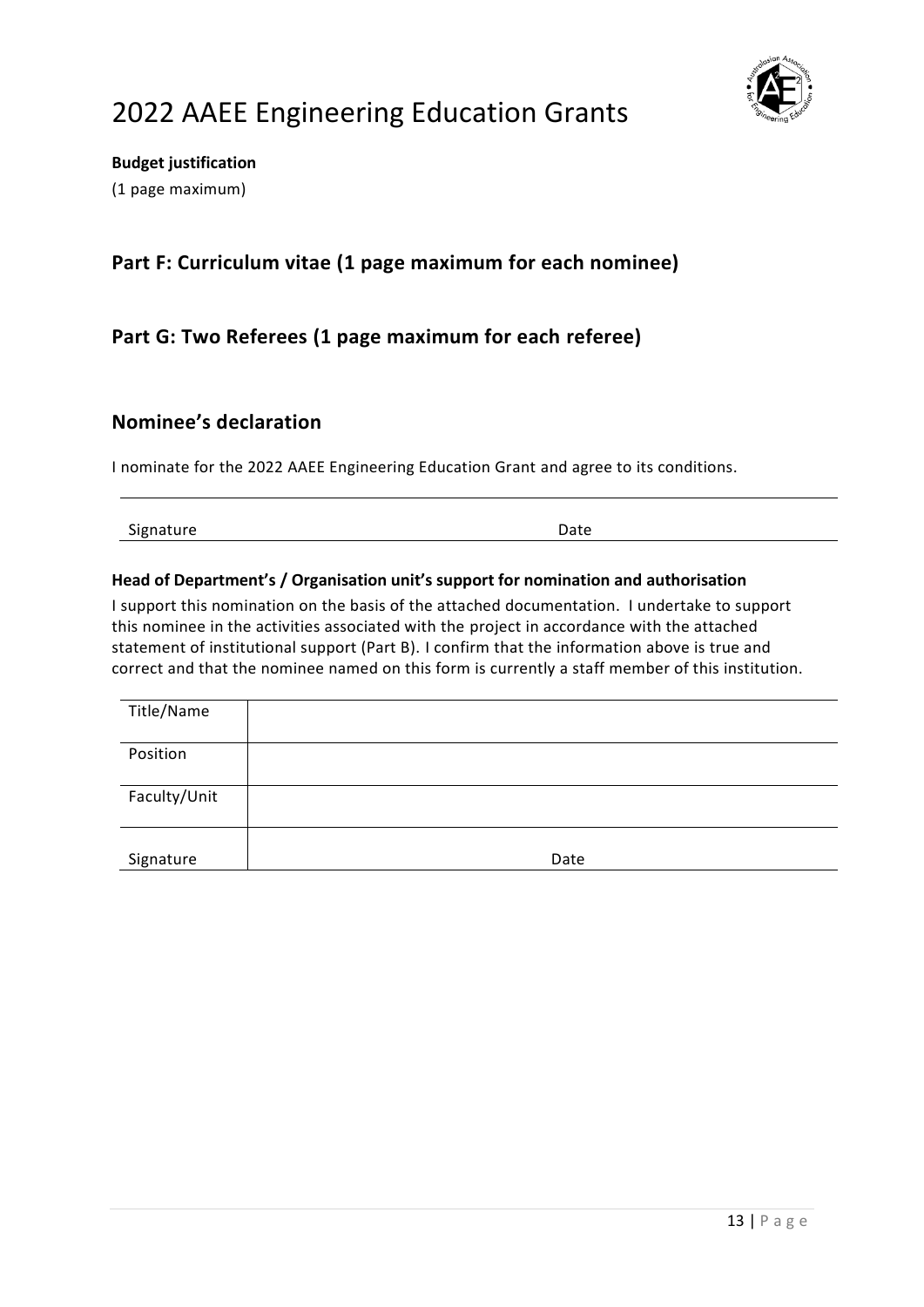# 2022 AAEE Engineering Education Grants

**Budget justification**

(1 page maximum)

## Part F: Curriculum vitae (1 page maximum for each nominee)

## Part G: Two Referees (1 page maximum for each referee)

## Nominee's declaration

I nominate for the 2022 AAEE Engineering Education Grant and agree to its conditions.

| | |
|---|---|
| Signature | Date |

**Head of Department's / Organisation unit's support for nomination and authorisation**

I support this nomination on the basis of the attached documentation. I undertake to support this nominee in the activities associated with the project in accordance with the attached statement of institutional support (Part B). I confirm that the information above is true and correct and that the nominee named on this form is currently a staff member of this institution.

| | | |
|---|---|---|
| Title/Name | | |
| Position | | |
| Faculty/Unit | | |
| Signature | | Date |